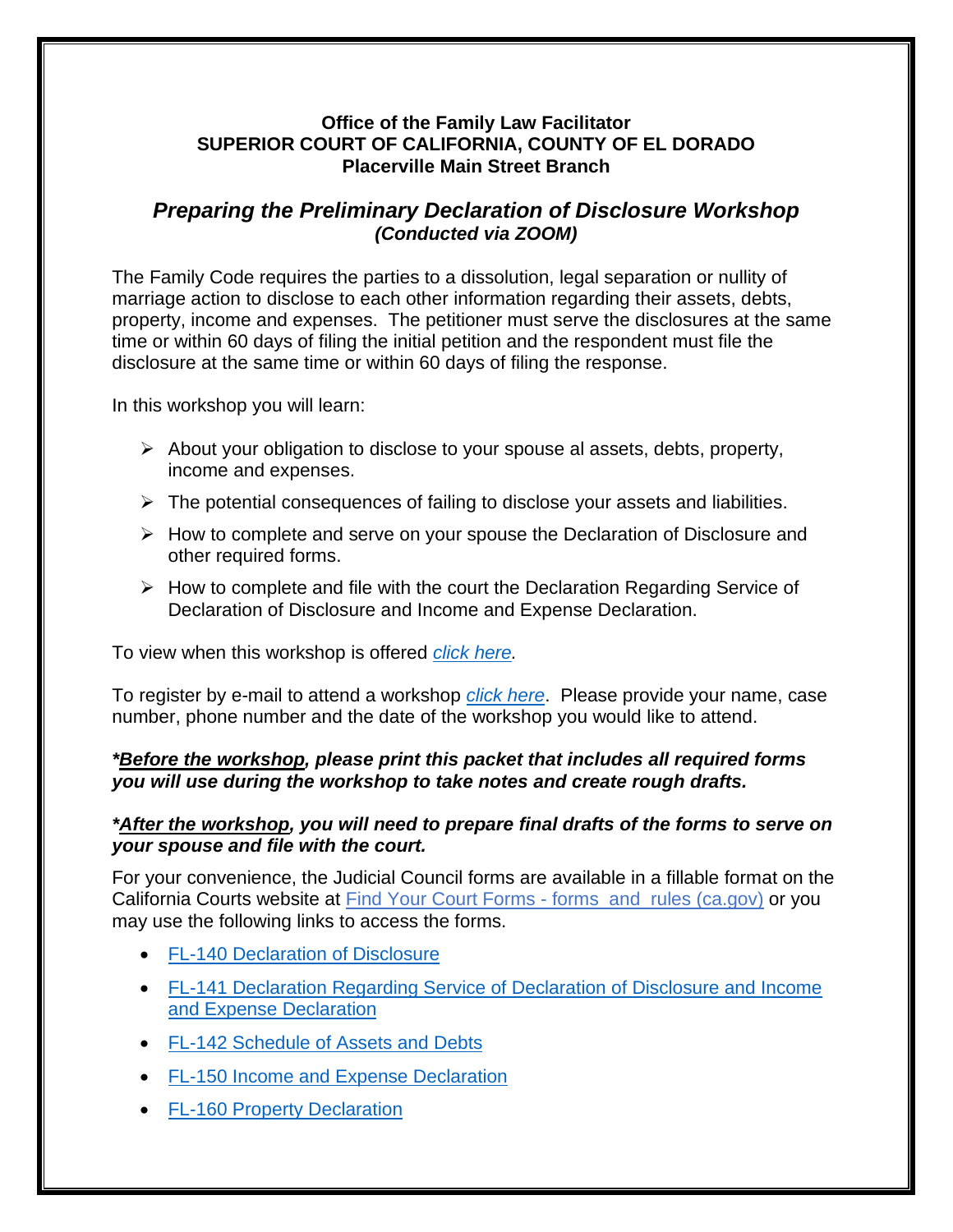**Office of the Family Law Facilitator**
**SUPERIOR COURT OF CALIFORNIA, COUNTY OF EL DORADO**
**Placerville Main Street Branch**

## *Preparing the Preliminary Declaration of Disclosure Workshop*
***(Conducted via ZOOM)***

The Family Code requires the parties to a dissolution, legal separation or nullity of marriage action to disclose to each other information regarding their assets, debts, property, income and expenses. The petitioner must serve the disclosures at the same time or within 60 days of filing the initial petition and the respondent must file the disclosure at the same time or within 60 days of filing the response.

In this workshop you will learn:

- About your obligation to disclose to your spouse al assets, debts, property, income and expenses.
- The potential consequences of failing to disclose your assets and liabilities.
- How to complete and serve on your spouse the Declaration of Disclosure and other required forms.
- How to complete and file with the court the Declaration Regarding Service of Declaration of Disclosure and Income and Expense Declaration.

To view when this workshop is offered *click here.*

To register by e-mail to attend a workshop *click here*. Please provide your name, case number, phone number and the date of the workshop you would like to attend.

***__Before the workshop__, please print this packet that includes all required forms you will use during the workshop to take notes and create rough drafts.***

***__After the workshop__, you will need to prepare final drafts of the forms to serve on your spouse and file with the court.***

For your convenience, the Judicial Council forms are available in a fillable format on the California Courts website at Find Your Court Forms - forms and rules (ca.gov) or you may use the following links to access the forms.

- FL-140 Declaration of Disclosure
- FL-141 Declaration Regarding Service of Declaration of Disclosure and Income and Expense Declaration
- FL-142 Schedule of Assets and Debts
- FL-150 Income and Expense Declaration
- FL-160 Property Declaration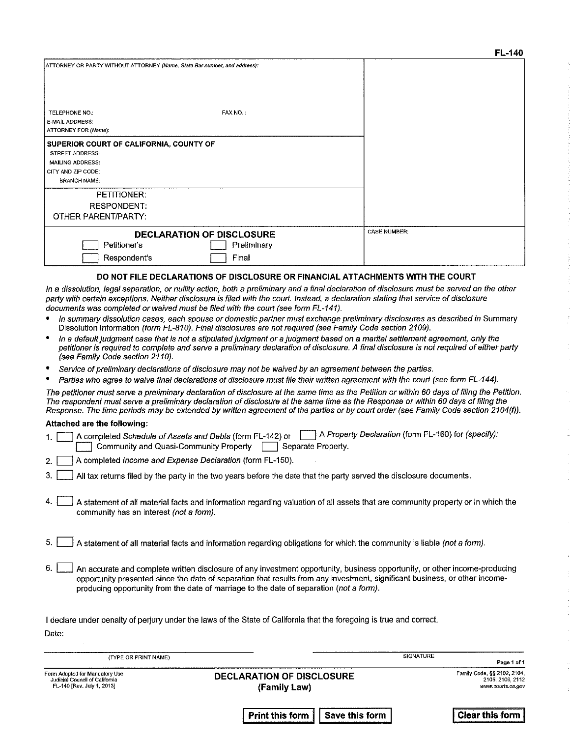FL-140

| ATTORNEY OR PARTY WITHOUT ATTORNEY (*Name, State Bar number, and address*): | |
|---|---|
| TELEPHONE NO.: FAX NO.: | |
| E-MAIL ADDRESS: | |
| ATTORNEY FOR (*Name*): | |
| **SUPERIOR COURT OF CALIFORNIA, COUNTY OF** | |
| STREET ADDRESS: | |
| MAILING ADDRESS: | |
| CITY AND ZIP CODE: | |
| BRANCH NAME: | |
| PETITIONER: | |
| RESPONDENT: | |
| OTHER PARENT/PARTY: | |
| **DECLARATION OF DISCLOSURE** ☐ Petitioner's ☐ Preliminary ☐ Respondent's ☐ Final | CASE NUMBER: |

**DO NOT FILE DECLARATIONS OF DISCLOSURE OR FINANCIAL ATTACHMENTS WITH THE COURT**

*In a dissolution, legal separation, or nullity action, both a preliminary and a final declaration of disclosure must be served on the other party with certain exceptions. Neither disclosure is filed with the court. Instead, a declaration stating that service of disclosure documents was completed or waived must be filed with the court (see form FL-141).*

- *In summary dissolution cases, each spouse or domestic partner must exchange preliminary disclosures as described in* Summary Dissolution Information *(form FL-810). Final disclosures are not required (see Family Code section 2109).*
- *In a default judgment case that is not a stipulated judgment or a judgment based on a marital settlement agreement, only the petitioner is required to complete and serve a preliminary declaration of disclosure. A final disclosure is not required of either party (see Family Code section 2110).*
- *Service of preliminary declarations of disclosure may not be waived by an agreement between the parties.*
- *Parties who agree to waive final declarations of disclosure must file their written agreement with the court (see form FL-144).*

*The petitioner must serve a preliminary declaration of disclosure at the same time as the Petition or within 60 days of filing the Petition. The respondent must serve a preliminary declaration of disclosure at the same time as the Response or within 60 days of filing the Response. The time periods may be extended by written agreement of the parties or by court order (see Family Code section 2104(f)).*

**Attached are the following:**

1. ☐ A completed *Schedule of Assets and Debts* (form FL-142) or ☐ A *Property Declaration* (form FL-160) for *(specify)*:
   ☐ Community and Quasi-Community Property ☐ Separate Property.
2. ☐ A completed *Income and Expense Declaration* (form FL-150).
3. ☐ All tax returns filed by the party in the two years before the date that the party served the disclosure documents.
4. ☐ A statement of all material facts and information regarding valuation of all assets that are community property or in which the community has an interest *(not a form)*.
5. ☐ A statement of all material facts and information regarding obligations for which the community is liable *(not a form)*.
6. ☐ An accurate and complete written disclosure of any investment opportunity, business opportunity, or other income-producing opportunity presented since the date of separation that results from any investment, significant business, or other income-producing opportunity from the date of marriage to the date of separation *(not a form)*.

I declare under penalty of perjury under the laws of the State of California that the foregoing is true and correct.

Date:

_______________________ (TYPE OR PRINT NAME) _______________________ SIGNATURE

Form Adopted for Mandatory Use
Judicial Council of California
FL-140 [Rev. July 1, 2013]

**DECLARATION OF DISCLOSURE**
**(Family Law)**

Family Code, §§ 2102, 2104, 2105, 2106, 2112
www.courts.ca.gov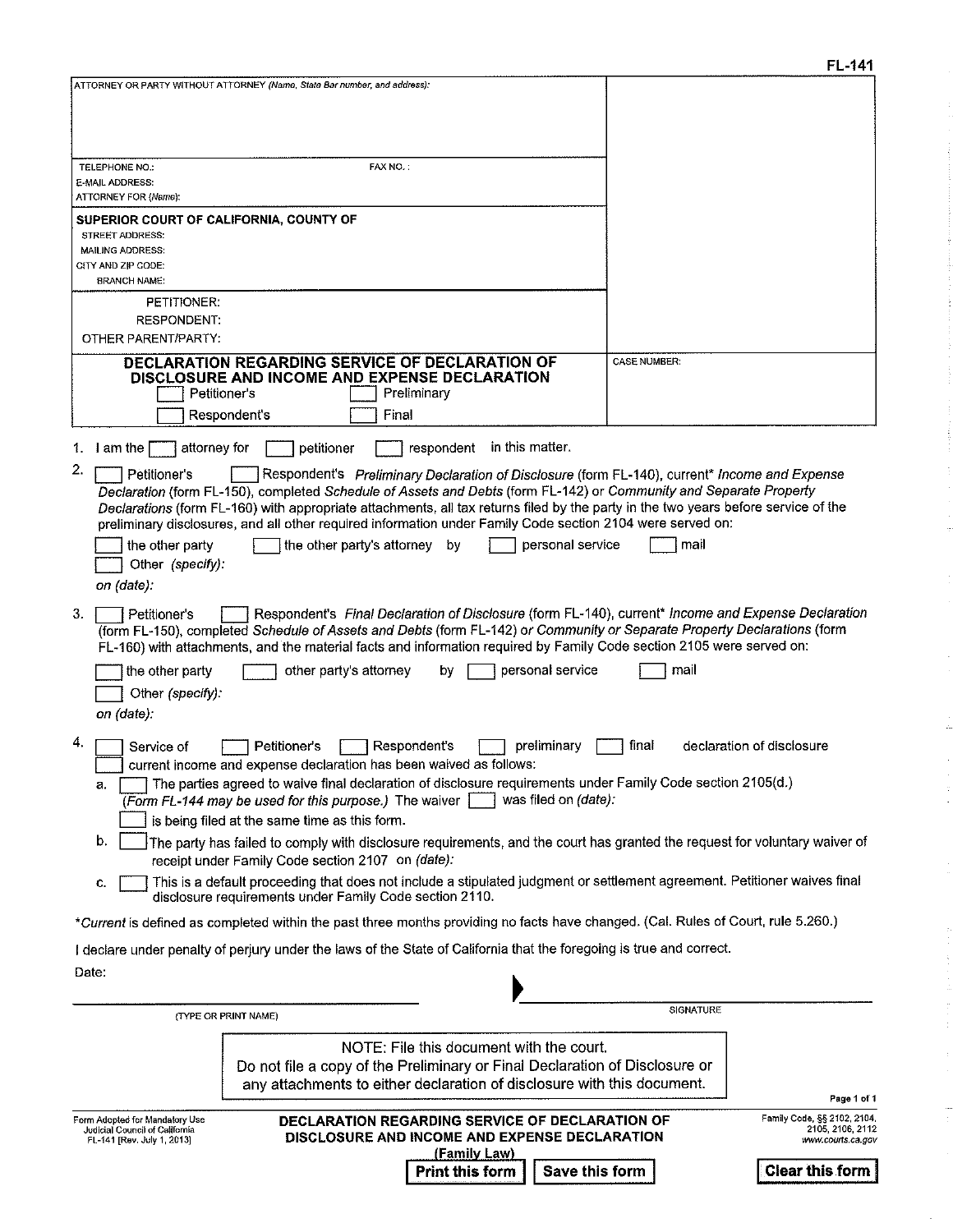FL-141

ATTORNEY OR PARTY WITHOUT ATTORNEY (*Name, State Bar number, and address*):

TELEPHONE NO.: FAX NO.:
E-MAIL ADDRESS:
ATTORNEY FOR (*Name*):

**SUPERIOR COURT OF CALIFORNIA, COUNTY OF**
STREET ADDRESS:
MAILING ADDRESS:
CITY AND ZIP CODE:
BRANCH NAME:

PETITIONER:
RESPONDENT:
OTHER PARENT/PARTY:

## DECLARATION REGARDING SERVICE OF DECLARATION OF DISCLOSURE AND INCOME AND EXPENSE DECLARATION

☐ Petitioner's ☐ Preliminary
☐ Respondent's ☐ Final

CASE NUMBER:

1. I am the ☐ attorney for ☐ petitioner ☐ respondent in this matter.

2. ☐ Petitioner's ☐ Respondent's *Preliminary Declaration of Disclosure* (form FL-140), current* *Income and Expense Declaration* (form FL-150), completed *Schedule of Assets and Debts* (form FL-142) or *Community and Separate Property Declarations* (form FL-160) with appropriate attachments, all tax returns filed by the party in the two years before service of the preliminary disclosures, and all other required information under Family Code section 2104 were served on:
   ☐ the other party ☐ the other party's attorney by ☐ personal service ☐ mail
   ☐ Other *(specify)*:
   *on (date)*:

3. ☐ Petitioner's ☐ Respondent's *Final Declaration of Disclosure* (form FL-140), current* *Income and Expense Declaration* (form FL-150), completed *Schedule of Assets and Debts* (form FL-142) or *Community or Separate Property Declarations* (form FL-160) with attachments, and the material facts and information required by Family Code section 2105 were served on:
   ☐ the other party ☐ other party's attorney by ☐ personal service ☐ mail
   ☐ Other *(specify)*:
   *on (date)*:

4. ☐ Service of ☐ Petitioner's ☐ Respondent's ☐ preliminary ☐ final declaration of disclosure
   ☐ current income and expense declaration has been waived as follows:
   a. ☐ The parties agreed to waive final declaration of disclosure requirements under Family Code section 2105(d.) *(Form FL-144 may be used for this purpose.)* The waiver ☐ was filed on *(date)*:
      ☐ is being filed at the same time as this form.
   b. ☐ The party has failed to comply with disclosure requirements, and the court has granted the request for voluntary waiver of receipt under Family Code section 2107 on *(date)*:
   c. ☐ This is a default proceeding that does not include a stipulated judgment or settlement agreement. Petitioner waives final disclosure requirements under Family Code section 2110.

**Current* is defined as completed within the past three months providing no facts have changed. (Cal. Rules of Court, rule 5.260.)

I declare under penalty of perjury under the laws of the State of California that the foregoing is true and correct.

Date:

_______________________________ ▶ _______________________________
(TYPE OR PRINT NAME) SIGNATURE

> NOTE: File this document with the court.
> Do not file a copy of the Preliminary or Final Declaration of Disclosure or any attachments to either declaration of disclosure with this document.

Form Adopted for Mandatory Use
Judicial Council of California
FL-141 [Rev. July 1, 2013]

**DECLARATION REGARDING SERVICE OF DECLARATION OF DISCLOSURE AND INCOME AND EXPENSE DECLARATION**
**(Family Law)**

Family Code, §§ 2102, 2104, 2105, 2106, 2112
www.courts.ca.gov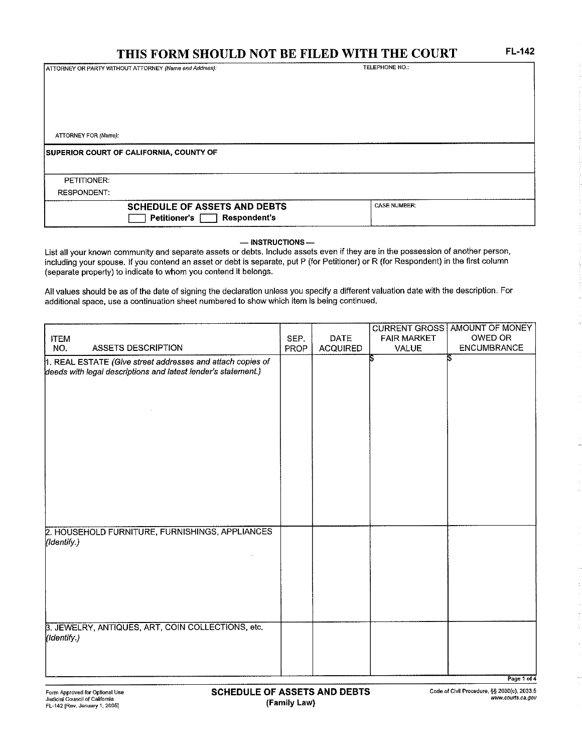# THIS FORM SHOULD NOT BE FILED WITH THE COURT

FL-142

| ATTORNEY OR PARTY WITHOUT ATTORNEY *(Name and Address)*: | TELEPHONE NO.: |
|---|---|
| ATTORNEY FOR *(Name)*: | |
| **SUPERIOR COURT OF CALIFORNIA, COUNTY OF** | |
| PETITIONER: | |
| RESPONDENT: | |
| **SCHEDULE OF ASSETS AND DEBTS** ☐ **Petitioner's** ☐ **Respondent's** | CASE NUMBER: |

— **INSTRUCTIONS** —

List all your known community and separate assets or debts. Include assets even if they are in the possession of another person, including your spouse. If you contend an asset or debt is separate, put P (for Petitioner) or R (for Respondent) in the first column (separate property) to indicate to whom you contend it belongs.

All values should be as of the date of signing the declaration unless you specify a different valuation date with the description. For additional space, use a continuation sheet numbered to show which item is being continued.

| ITEM NO. ASSETS DESCRIPTION | SEP. PROP | DATE ACQUIRED | CURRENT GROSS FAIR MARKET VALUE | AMOUNT OF MONEY OWED OR ENCUMBRANCE |
|---|---|---|---|---|
| 1. REAL ESTATE *(Give street addresses and attach copies of deeds with legal descriptions and latest lender's statement.)* | | | $ | $ |
| 2. HOUSEHOLD FURNITURE, FURNISHINGS, APPLIANCES *(Identify.)* | | | | |
| 3. JEWELRY, ANTIQUES, ART, COIN COLLECTIONS, etc. *(Identify.)* | | | | |

Form Approved for Optional Use
Judicial Council of California
FL-142 [Rev. January 1, 2005]

**SCHEDULE OF ASSETS AND DEBTS**
**(Family Law)**

Code of Civil Procedure, §§ 2030(c), 2033.5
www.courts.ca.gov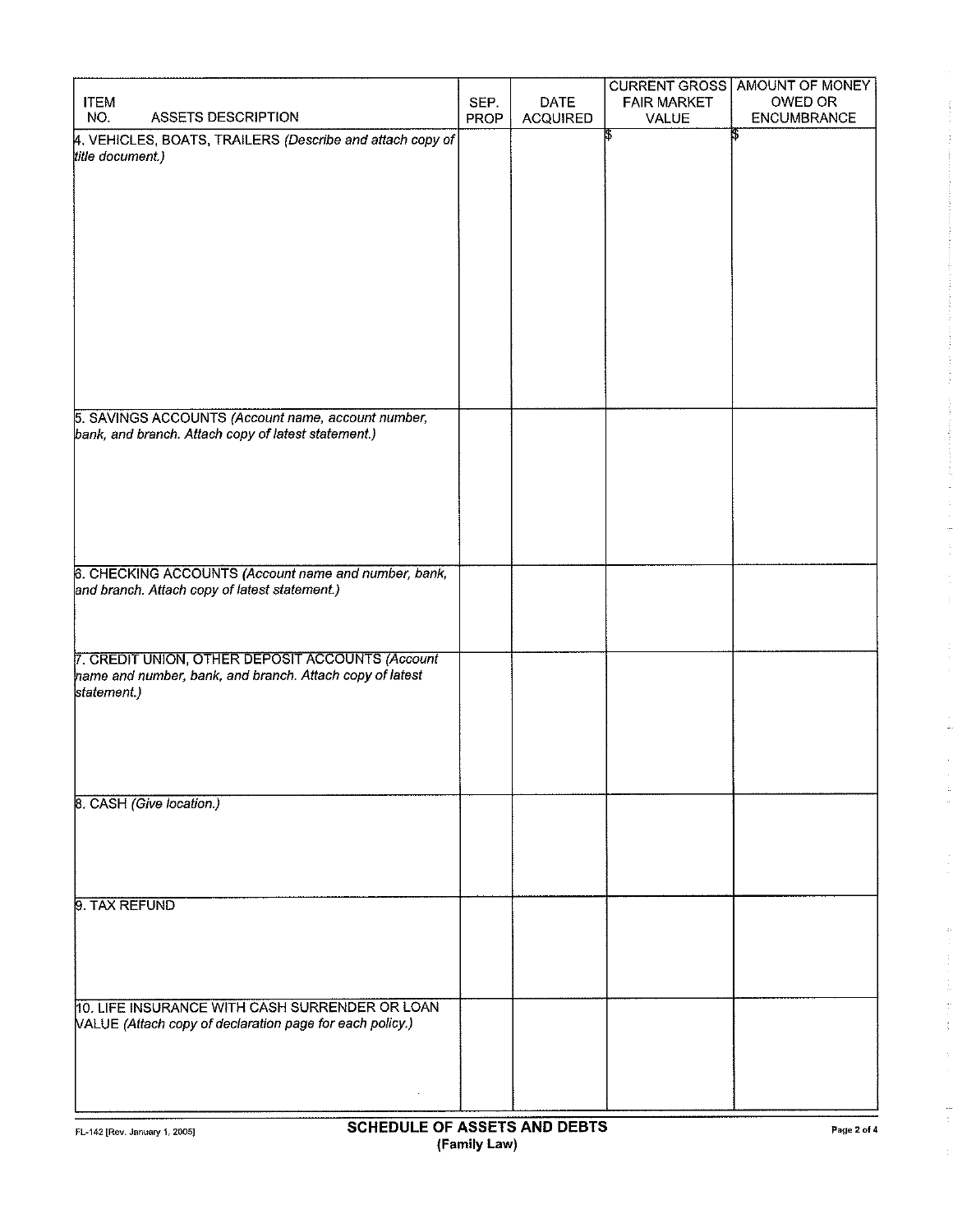| ITEM NO. ASSETS DESCRIPTION | SEP. PROP | DATE ACQUIRED | CURRENT GROSS FAIR MARKET VALUE | AMOUNT OF MONEY OWED OR ENCUMBRANCE |
|---|---|---|---|---|
| 4. VEHICLES, BOATS, TRAILERS *(Describe and attach copy of title document.)* | | | $ | $ |
| 5. SAVINGS ACCOUNTS *(Account name, account number, bank, and branch. Attach copy of latest statement.)* | | | | |
| 6. CHECKING ACCOUNTS *(Account name and number, bank, and branch. Attach copy of latest statement.)* | | | | |
| 7. CREDIT UNION, OTHER DEPOSIT ACCOUNTS *(Account name and number, bank, and branch. Attach copy of latest statement.)* | | | | |
| 8. CASH *(Give location.)* | | | | |
| 9. TAX REFUND | | | | |
| 10. LIFE INSURANCE WITH CASH SURRENDER OR LOAN VALUE *(Attach copy of declaration page for each policy.)* | | | | |

FL-142 [Rev. January 1, 2005]

**SCHEDULE OF ASSETS AND DEBTS**
**(Family Law)**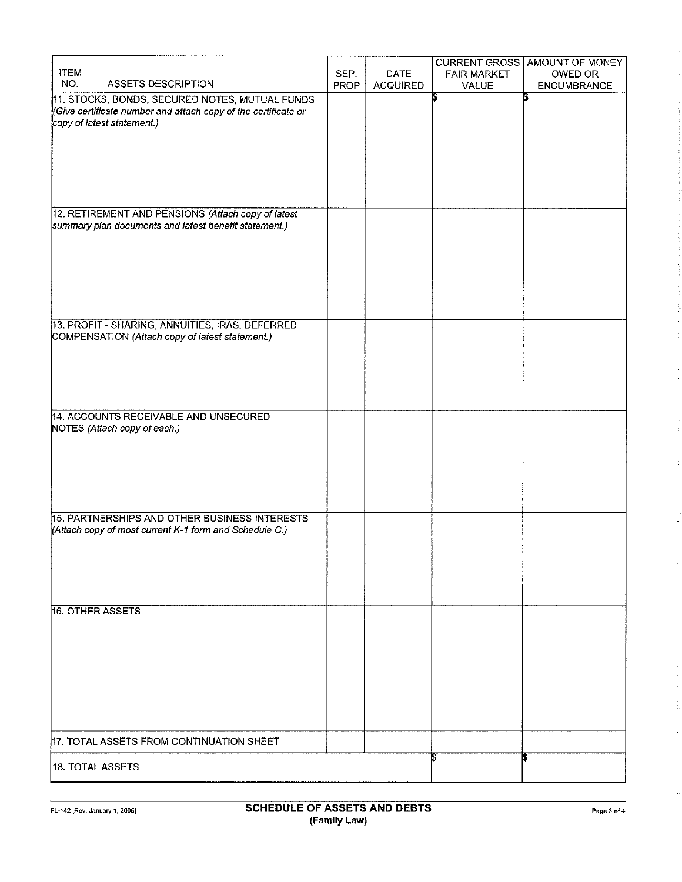| ITEM NO. ASSETS DESCRIPTION | SEP. PROP | DATE ACQUIRED | CURRENT GROSS FAIR MARKET VALUE | AMOUNT OF MONEY OWED OR ENCUMBRANCE |
|---|---|---|---|---|
| 11. STOCKS, BONDS, SECURED NOTES, MUTUAL FUNDS *(Give certificate number and attach copy of the certificate or copy of latest statement.)* | | | $ | $ |
| 12. RETIREMENT AND PENSIONS *(Attach copy of latest summary plan documents and latest benefit statement.)* | | | | |
| 13. PROFIT - SHARING, ANNUITIES, IRAS, DEFERRED COMPENSATION *(Attach copy of latest statement.)* | | | | |
| 14. ACCOUNTS RECEIVABLE AND UNSECURED NOTES *(Attach copy of each.)* | | | | |
| 15. PARTNERSHIPS AND OTHER BUSINESS INTERESTS *(Attach copy of most current K-1 form and Schedule C.)* | | | | |
| 16. OTHER ASSETS | | | | |
| 17. TOTAL ASSETS FROM CONTINUATION SHEET | | | | |
| 18. TOTAL ASSETS | | | $ | $ |

FL-142 [Rev. January 1, 2005]

**SCHEDULE OF ASSETS AND DEBTS**
**(Family Law)**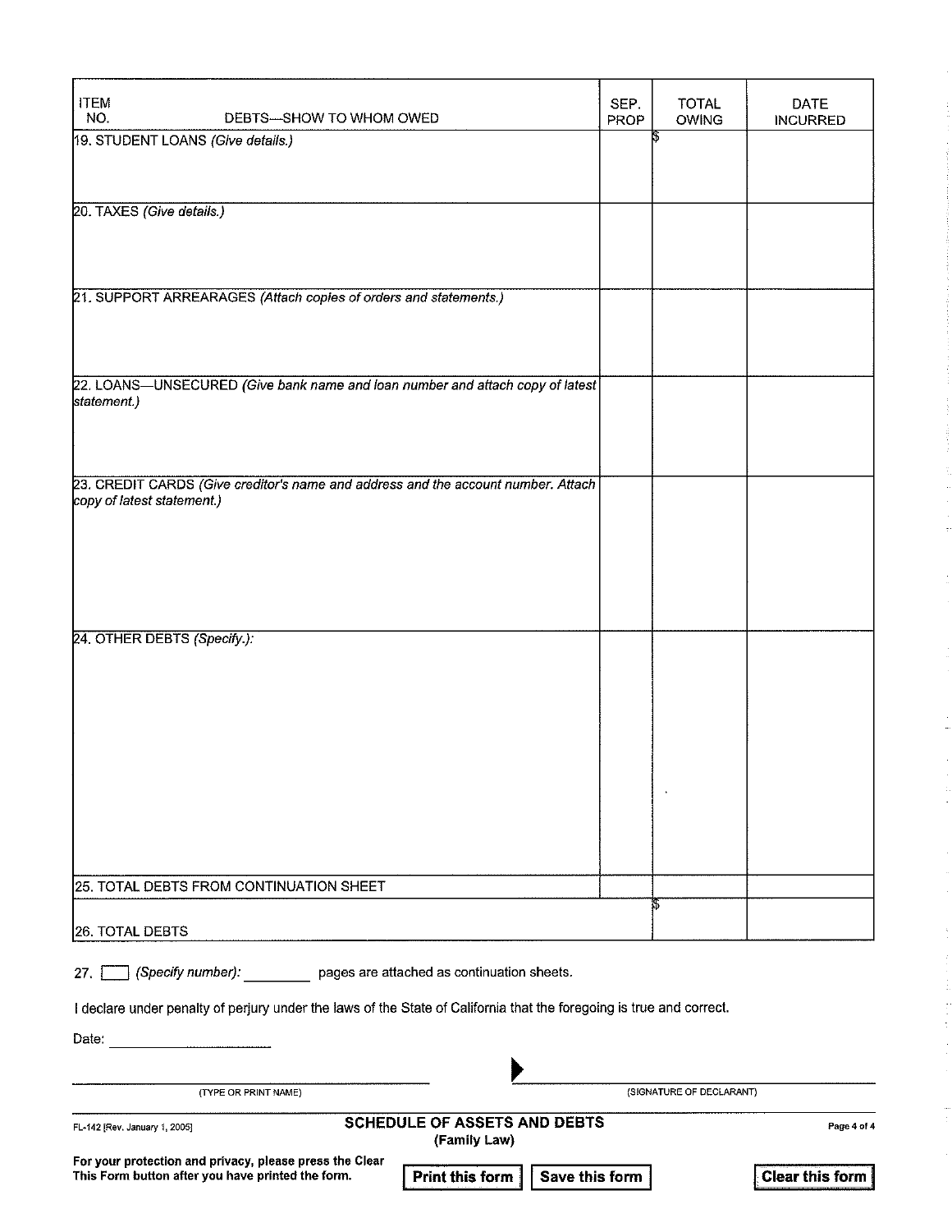| ITEM NO. DEBTS—SHOW TO WHOM OWED | SEP. PROP | TOTAL OWING | DATE INCURRED |
|---|---|---|---|
| 19. STUDENT LOANS *(Give details.)* | | $ | |
| 20. TAXES *(Give details.)* | | | |
| 21. SUPPORT ARREARAGES *(Attach copies of orders and statements.)* | | | |
| 22. LOANS—UNSECURED *(Give bank name and loan number and attach copy of latest statement.)* | | | |
| 23. CREDIT CARDS *(Give creditor's name and address and the account number. Attach copy of latest statement.)* | | | |
| 24. OTHER DEBTS *(Specify.):* | | | |
| 25. TOTAL DEBTS FROM CONTINUATION SHEET | | | |
| 26. TOTAL DEBTS | | $ | |

27. ☐ *(Specify number):* ________ pages are attached as continuation sheets.

I declare under penalty of perjury under the laws of the State of California that the foregoing is true and correct.

Date: ____________________

______________________________ (TYPE OR PRINT NAME)

▶ ______________________________ (SIGNATURE OF DECLARANT)

FL-142 [Rev. January 1, 2005]

**SCHEDULE OF ASSETS AND DEBTS**
**(Family Law)**

**For your protection and privacy, please press the Clear This Form button after you have printed the form.**

**Print this form** **Save this form** **Clear this form**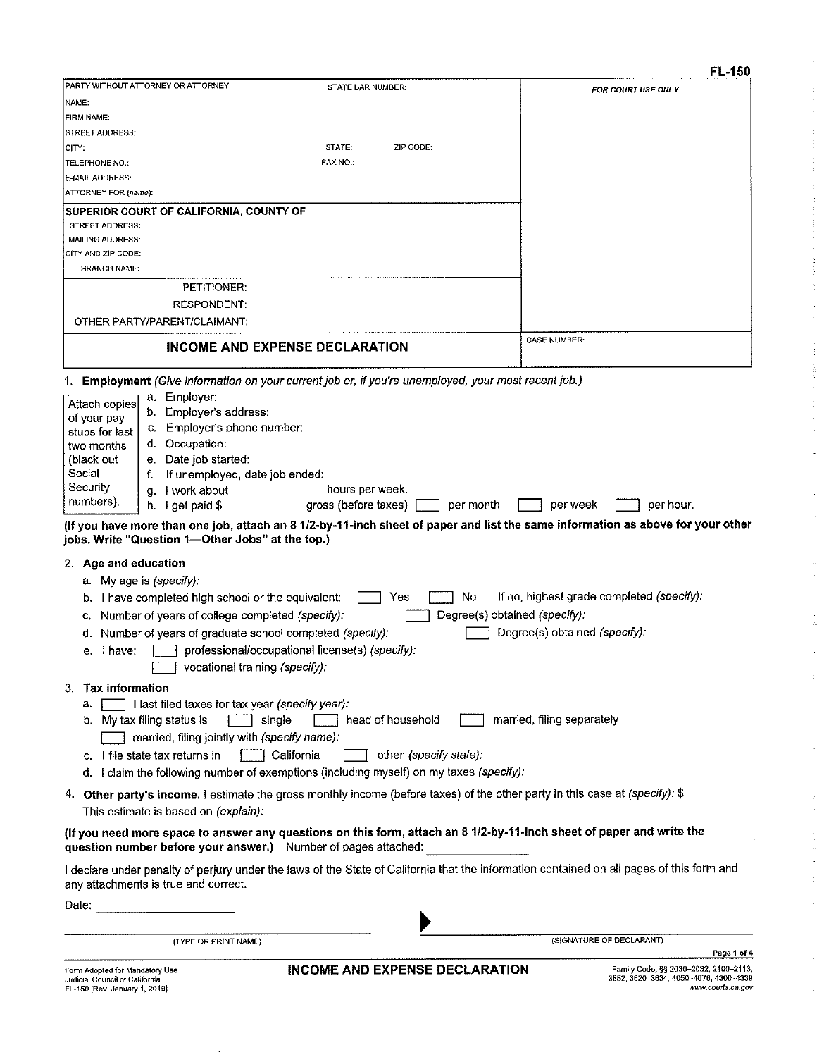FL-150

| PARTY WITHOUT ATTORNEY OR ATTORNEY | STATE BAR NUMBER: | FOR COURT USE ONLY |
|---|---|---|
| NAME: | | |
| FIRM NAME: | | |
| STREET ADDRESS: | | |
| CITY: | STATE: ZIP CODE: | |
| TELEPHONE NO.: | FAX NO.: | |
| E-MAIL ADDRESS: | | |
| ATTORNEY FOR *(name)*: | | |
| **SUPERIOR COURT OF CALIFORNIA, COUNTY OF** | | |
| STREET ADDRESS: | | |
| MAILING ADDRESS: | | |
| CITY AND ZIP CODE: | | |
| BRANCH NAME: | | |
| PETITIONER: | | |
| RESPONDENT: | | |
| OTHER PARTY/PARENT/CLAIMANT: | | |
| **INCOME AND EXPENSE DECLARATION** | | CASE NUMBER: |

1. **Employment** *(Give information on your current job or, if you're unemployed, your most recent job.)*

Attach copies of your pay stubs for last two months (black out Social Security numbers).

   a. Employer:
   b. Employer's address:
   c. Employer's phone number:
   d. Occupation:
   e. Date job started:
   f. If unemployed, date job ended:
   g. I work about ______ hours per week.
   h. I get paid $ ______ gross (before taxes) ☐ per month ☐ per week ☐ per hour.

**(If you have more than one job, attach an 8 1/2-by-11-inch sheet of paper and list the same information as above for your other jobs. Write "Question 1—Other Jobs" at the top.)**

2. **Age and education**
   a. My age is *(specify)*:
   b. I have completed high school or the equivalent: ☐ Yes ☐ No If no, highest grade completed *(specify)*:
   c. Number of years of college completed *(specify)*: ☐ Degree(s) obtained *(specify)*:
   d. Number of years of graduate school completed *(specify)*: ☐ Degree(s) obtained *(specify)*:
   e. I have: ☐ professional/occupational license(s) *(specify)*:
      ☐ vocational training *(specify)*:

3. **Tax information**
   a. ☐ I last filed taxes for tax year *(specify year)*:
   b. My tax filing status is ☐ single ☐ head of household ☐ married, filing separately
      ☐ married, filing jointly with *(specify name)*:
   c. I file state tax returns in ☐ California ☐ other *(specify state)*:
   d. I claim the following number of exemptions (including myself) on my taxes *(specify)*:

4. **Other party's income.** I estimate the gross monthly income (before taxes) of the other party in this case at *(specify)*: $
   This estimate is based on *(explain)*:

**(If you need more space to answer any questions on this form, attach an 8 1/2-by-11-inch sheet of paper and write the question number before your answer.)** Number of pages attached: ______

I declare under penalty of perjury under the laws of the State of California that the information contained on all pages of this form and any attachments is true and correct.

Date: ______

______ (TYPE OR PRINT NAME) ▶ ______ (SIGNATURE OF DECLARANT)

Form Adopted for Mandatory Use
Judicial Council of California
FL-150 [Rev. January 1, 2019]

**INCOME AND EXPENSE DECLARATION**

Family Code, §§ 2030–2032, 2100–2113, 3552, 3620–3634, 4050–4076, 4300–4339
www.courts.ca.gov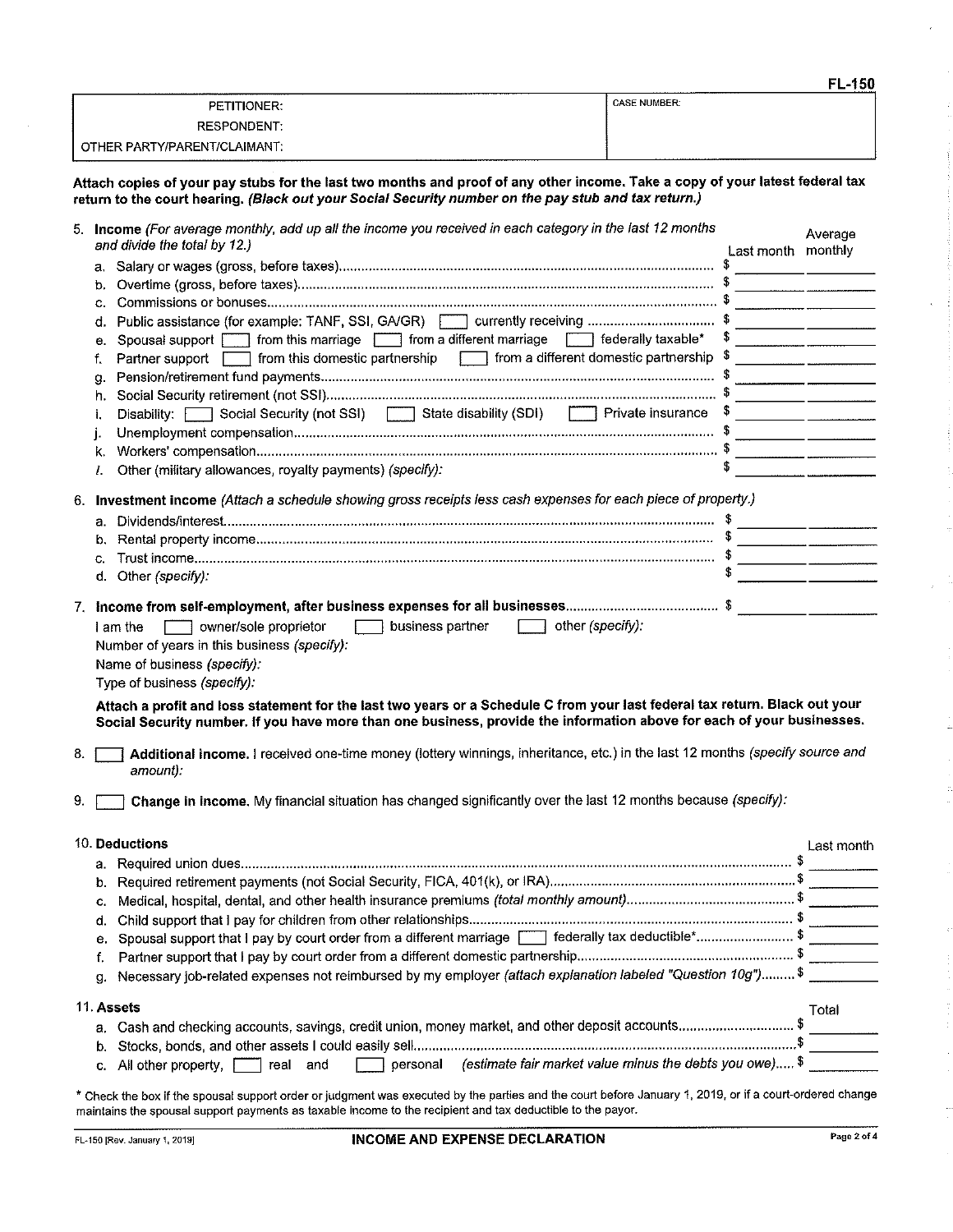FL-150

| PETITIONER: | CASE NUMBER: |
|---|---|
| RESPONDENT: | |
| OTHER PARTY/PARENT/CLAIMANT: | |

**Attach copies of your pay stubs for the last two months and proof of any other income. Take a copy of your latest federal tax return to the court hearing. *(Black out your Social Security number on the pay stub and tax return.)***

5. **Income** *(For average monthly, add up all the income you received in each category in the last 12 months and divide the total by 12.)*

| | Last month | Average monthly |
|---|---|---|
| a. Salary or wages (gross, before taxes) | $ | |
| b. Overtime (gross, before taxes) | $ | |
| c. Commissions or bonuses | $ | |
| d. Public assistance (for example: TANF, SSI, GA/GR) ☐ currently receiving | $ | |
| e. Spousal support ☐ from this marriage ☐ from a different marriage ☐ federally taxable* | $ | |
| f. Partner support ☐ from this domestic partnership ☐ from a different domestic partnership | $ | |
| g. Pension/retirement fund payments | $ | |
| h. Social Security retirement (not SSI) | $ | |
| i. Disability: ☐ Social Security (not SSI) ☐ State disability (SDI) ☐ Private insurance | $ | |
| j. Unemployment compensation | $ | |
| k. Workers' compensation | $ | |
| l. Other (military allowances, royalty payments) *(specify):* | $ | |

6. **Investment income** *(Attach a schedule showing gross receipts less cash expenses for each piece of property.)*

| | Last month | Average monthly |
|---|---|---|
| a. Dividends/interest | $ | |
| b. Rental property income | $ | |
| c. Trust income | $ | |
| d. Other *(specify):* | $ | |

7. **Income from self-employment, after business expenses for all businesses** $ ________ ________

   I am the ☐ owner/sole proprietor ☐ business partner ☐ other *(specify):*

   Number of years in this business *(specify):*

   Name of business *(specify):*

   Type of business *(specify):*

   **Attach a profit and loss statement for the last two years or a Schedule C from your last federal tax return. Black out your Social Security number. If you have more than one business, provide the information above for each of your businesses.**

8. ☐ **Additional income.** I received one-time money (lottery winnings, inheritance, etc.) in the last 12 months *(specify source and amount):*

9. ☐ **Change in income.** My financial situation has changed significantly over the last 12 months because *(specify):*

10. **Deductions**

| | Last month |
|---|---|
| a. Required union dues | $ |
| b. Required retirement payments (not Social Security, FICA, 401(k), or IRA) | $ |
| c. Medical, hospital, dental, and other health insurance premiums *(total monthly amount)* | $ |
| d. Child support that I pay for children from other relationships | $ |
| e. Spousal support that I pay by court order from a different marriage ☐ federally tax deductible* | $ |
| f. Partner support that I pay by court order from a different domestic partnership | $ |
| g. Necessary job-related expenses not reimbursed by my employer *(attach explanation labeled "Question 10g")* | $ |

11. **Assets**

| | Total |
|---|---|
| a. Cash and checking accounts, savings, credit union, money market, and other deposit accounts | $ |
| b. Stocks, bonds, and other assets I could easily sell | $ |
| c. All other property, ☐ real and ☐ personal *(estimate fair market value minus the debts you owe)* | $ |

\* Check the box if the spousal support order or judgment was executed by the parties and the court before January 1, 2019, or if a court-ordered change maintains the spousal support payments as taxable income to the recipient and tax deductible to the payor.

FL-150 [Rev. January 1, 2019] **INCOME AND EXPENSE DECLARATION**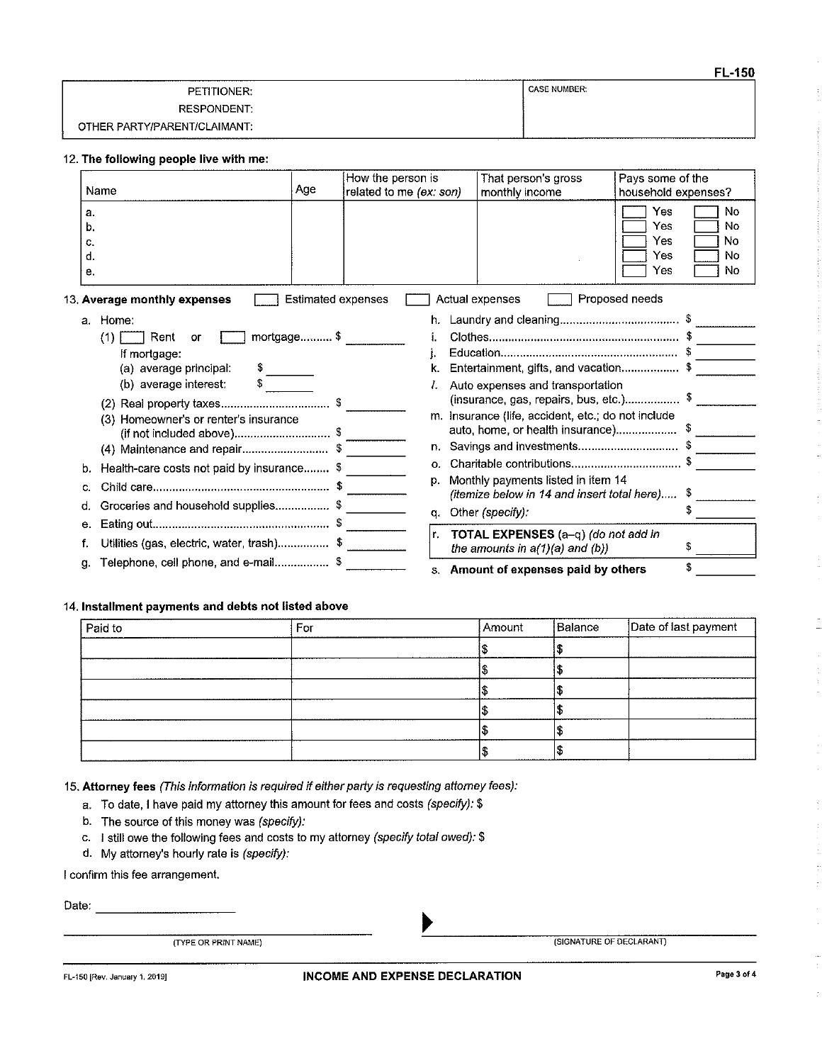FL-150

| PETITIONER: | CASE NUMBER: |
|---|---|
| RESPONDENT: | |
| OTHER PARTY/PARENT/CLAIMANT: | |

12. **The following people live with me:**

| Name | Age | How the person is related to me *(ex: son)* | That person's gross monthly income | Pays some of the household expenses? |
|---|---|---|---|---|
| a. | | | | ☐ Yes ☐ No |
| b. | | | | ☐ Yes ☐ No |
| c. | | | | ☐ Yes ☐ No |
| d. | | | | ☐ Yes ☐ No |
| e. | | | | ☐ Yes ☐ No |

13. **Average monthly expenses** ☐ Estimated expenses ☐ Actual expenses ☐ Proposed needs

a. Home:
   (1) ☐ Rent or ☐ mortgage.......... $ ________
   If mortgage:
   (a) average principal: $ ________
   (b) average interest: $ ________
   (2) Real property taxes.................................. $ ________
   (3) Homeowner's or renter's insurance (if not included above)............................ $ ________
   (4) Maintenance and repair.......................... $ ________

b. Health-care costs not paid by insurance........ $ ________

c. Child care...................................................... $ ________

d. Groceries and household supplies................. $ ________

e. Eating out...................................................... $ ________

f. Utilities (gas, electric, water, trash)................ $ ________

g. Telephone, cell phone, and e-mail................. $ ________

h. Laundry and cleaning.................................... $ ________

i. Clothes.......................................................... $ ________

j. Education...................................................... $ ________

k. Entertainment, gifts, and vacation.................. $ ________

*l.* Auto expenses and transportation (insurance, gas, repairs, bus, etc.)................. $ ________

m. Insurance (life, accident, etc.; do not include auto, home, or health insurance)................... $ ________

n. Savings and investments.............................. $ ________

o. Charitable contributions................................. $ ________

p. Monthly payments listed in item 14 *(itemize below in 14 and insert total here)*..... $ ________

q. Other *(specify)*: $ ________

r. **TOTAL EXPENSES** (a–q) *(do not add in the amounts in a(1)(a) and (b))* $ ________

s. **Amount of expenses paid by others** $ ________

14. **Installment payments and debts not listed above**

| Paid to | For | Amount | Balance | Date of last payment |
|---|---|---|---|---|
| | | $ | $ | |
| | | $ | $ | |
| | | $ | $ | |
| | | $ | $ | |
| | | $ | $ | |
| | | $ | $ | |

15. **Attorney fees** *(This information is required if either party is requesting attorney fees)*:

a. To date, I have paid my attorney this amount for fees and costs *(specify)*: $

b. The source of this money was *(specify)*:

c. I still owe the following fees and costs to my attorney *(specify total owed)*: $

d. My attorney's hourly rate is *(specify)*:

I confirm this fee arrangement.

Date: ____________________

______________________________ ▶ ______________________________

(TYPE OR PRINT NAME) (SIGNATURE OF DECLARANT)

FL-150 [Rev. January 1, 2019] **INCOME AND EXPENSE DECLARATION**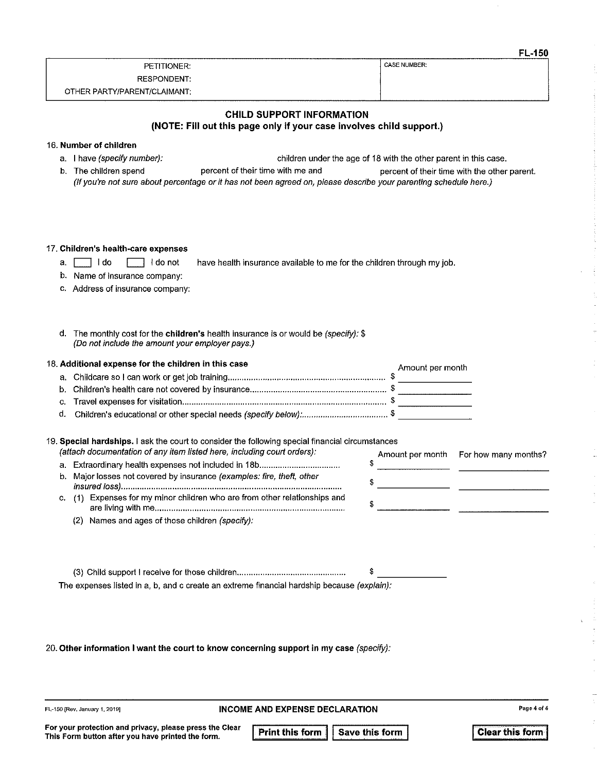FL-150

| PETITIONER: | CASE NUMBER: |
| --- | --- |
| RESPONDENT: | |
| OTHER PARTY/PARENT/CLAIMANT: | |

## CHILD SUPPORT INFORMATION
### (NOTE: Fill out this page only if your case involves child support.)

**16. Number of children**

a. I have *(specify number):* \_\_\_\_\_\_\_\_\_\_ children under the age of 18 with the other parent in this case.

b. The children spend \_\_\_\_\_\_\_\_\_\_ percent of their time with me and \_\_\_\_\_\_\_\_\_\_ percent of their time with the other parent.
*(If you're not sure about percentage or it has not been agreed on, please describe your parenting schedule here.)*

**17. Children's health-care expenses**

a. ☐ I do ☐ I do not have health insurance available to me for the children through my job.

b. Name of insurance company:

c. Address of insurance company:

d. The monthly cost for the **children's** health insurance is or would be *(specify):* $
*(Do not include the amount your employer pays.)*

**18. Additional expense for the children in this case**

| | Amount per month |
| --- | --- |
| a. Childcare so I can work or get job training | $ |
| b. Children's health care not covered by insurance | $ |
| c. Travel expenses for visitation | $ |
| d. Children's educational or other special needs *(specify below):* | $ |

**19. Special hardships.** I ask the court to consider the following special financial circumstances *(attach documentation of any item listed here, including court orders):*

| | Amount per month | For how many months? |
| --- | --- | --- |
| a. Extraordinary health expenses not included in 18b | $ | |
| b. Major losses not covered by insurance *(examples: fire, theft, other insured loss)* | $ | |
| c. (1) Expenses for my minor children who are from other relationships and are living with me | $ | |

(2) Names and ages of those children *(specify):*

(3) Child support I receive for those children $

The expenses listed in a, b, and c create an extreme financial hardship because *(explain):*

**20. Other information I want the court to know concerning support in my case** *(specify):*

FL-150 [Rev. January 1, 2019] **INCOME AND EXPENSE DECLARATION**

**For your protection and privacy, please press the Clear This Form button after you have printed the form.**

Print this form | Save this form | Clear this form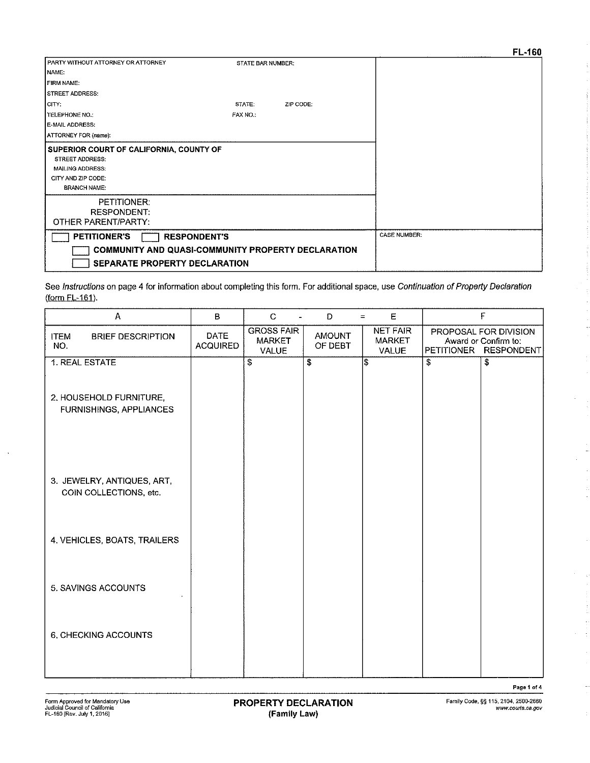FL-160

| PARTY WITHOUT ATTORNEY OR ATTORNEY | STATE BAR NUMBER: | |
|---|---|---|
| NAME: | | |
| FIRM NAME: | | |
| STREET ADDRESS: | | |
| CITY: | STATE: ZIP CODE: | |
| TELEPHONE NO.: | FAX NO.: | |
| E-MAIL ADDRESS: | | |
| ATTORNEY FOR (*name*): | | |
| **SUPERIOR COURT OF CALIFORNIA, COUNTY OF** | | |
| STREET ADDRESS: | | |
| MAILING ADDRESS: | | |
| CITY AND ZIP CODE: | | |
| BRANCH NAME: | | |
| PETITIONER: | | |
| RESPONDENT: | | |
| OTHER PARENT/PARTY: | | |
| ☐ **PETITIONER'S** ☐ **RESPONDENT'S** | | CASE NUMBER: |
| ☐ **COMMUNITY AND QUASI-COMMUNITY PROPERTY DECLARATION** | | |
| ☐ **SEPARATE PROPERTY DECLARATION** | | |

See *Instructions* on page 4 for information about completing this form. For additional space, use *Continuation of Property Declaration* (form FL-161).

| A | B | C - | D = | E | F | |
|---|---|---|---|---|---|---|
| ITEM NO. BRIEF DESCRIPTION | DATE ACQUIRED | GROSS FAIR MARKET VALUE | AMOUNT OF DEBT | NET FAIR MARKET VALUE | PROPOSAL FOR DIVISION Award or Confirm to: PETITIONER | RESPONDENT |
| 1. REAL ESTATE | | $ | $ | $ | $ | $ |
| 2. HOUSEHOLD FURNITURE, FURNISHINGS, APPLIANCES | | | | | | |
| 3. JEWELRY, ANTIQUES, ART, COIN COLLECTIONS, etc. | | | | | | |
| 4. VEHICLES, BOATS, TRAILERS | | | | | | |
| 5. SAVINGS ACCOUNTS | | | | | | |
| 6. CHECKING ACCOUNTS | | | | | | |

Form Approved for Mandatory Use
Judicial Council of California
FL-160 [Rev. July 1, 2016]

**PROPERTY DECLARATION**
**(Family Law)**

Family Code, §§ 115, 2104, 2500-2660
*www.courts.ca.gov*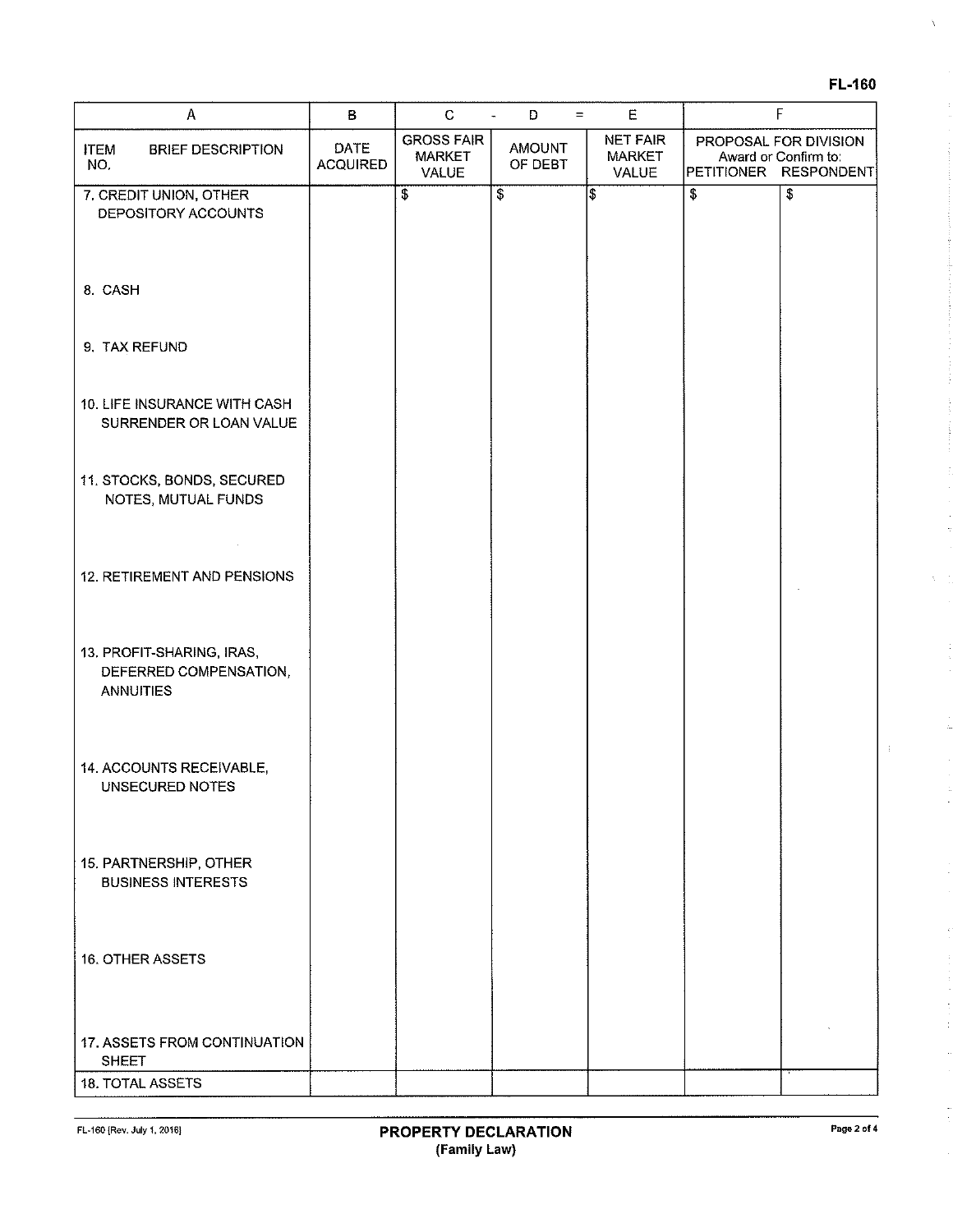FL-160

| A | | B | C | - D | = E | F | |
|---|---|---|---|---|---|---|---|
| ITEM NO. | BRIEF DESCRIPTION | DATE ACQUIRED | GROSS FAIR MARKET VALUE | AMOUNT OF DEBT | NET FAIR MARKET VALUE | PROPOSAL FOR DIVISION Award or Confirm to: PETITIONER | RESPONDENT |
| 7. | CREDIT UNION, OTHER DEPOSITORY ACCOUNTS | | $ | $ | $ | $ | $ |
| 8. | CASH | | | | | | |
| 9. | TAX REFUND | | | | | | |
| 10. | LIFE INSURANCE WITH CASH SURRENDER OR LOAN VALUE | | | | | | |
| 11. | STOCKS, BONDS, SECURED NOTES, MUTUAL FUNDS | | | | | | |
| 12. | RETIREMENT AND PENSIONS | | | | | | |
| 13. | PROFIT-SHARING, IRAS, DEFERRED COMPENSATION, ANNUITIES | | | | | | |
| 14. | ACCOUNTS RECEIVABLE, UNSECURED NOTES | | | | | | |
| 15. | PARTNERSHIP, OTHER BUSINESS INTERESTS | | | | | | |
| 16. | OTHER ASSETS | | | | | | |
| 17. | ASSETS FROM CONTINUATION SHEET | | | | | | |
| 18. | TOTAL ASSETS | | | | | | |

FL-160 [Rev. July 1, 2016]

**PROPERTY DECLARATION**
**(Family Law)**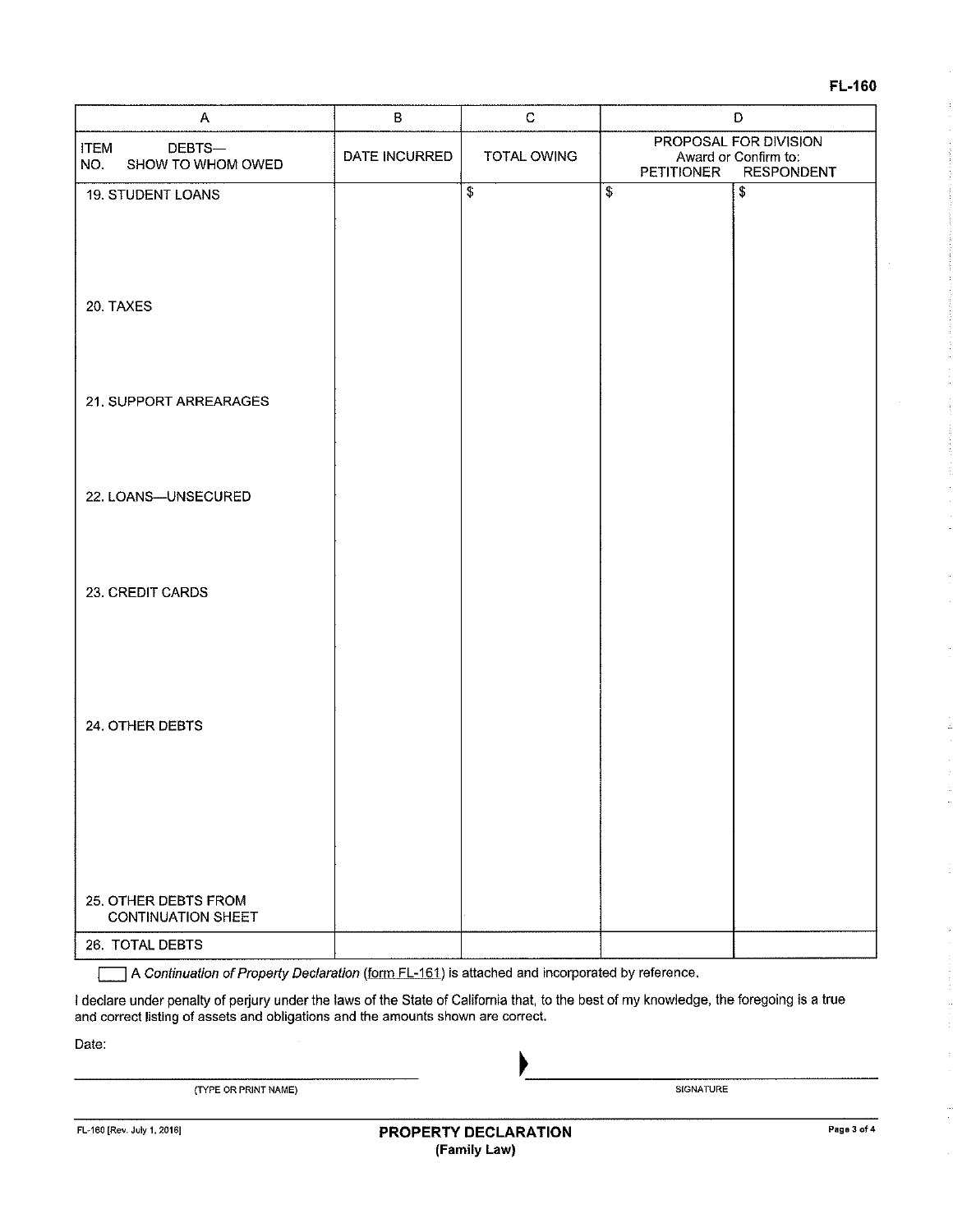FL-160

| A | B | C | D | |
|---|---|---|---|---|
| ITEM NO. DEBTS— SHOW TO WHOM OWED | DATE INCURRED | TOTAL OWING | PROPOSAL FOR DIVISION Award or Confirm to: PETITIONER | RESPONDENT |
| 19. STUDENT LOANS | | $ | $ | $ |
| 20. TAXES | | | | |
| 21. SUPPORT ARREARAGES | | | | |
| 22. LOANS—UNSECURED | | | | |
| 23. CREDIT CARDS | | | | |
| 24. OTHER DEBTS | | | | |
| 25. OTHER DEBTS FROM CONTINUATION SHEET | | | | |
| 26. TOTAL DEBTS | | | | |

☐ A *Continuation of Property Declaration* (form FL-161) is attached and incorporated by reference.

I declare under penalty of perjury under the laws of the State of California that, to the best of my knowledge, the foregoing is a true and correct listing of assets and obligations and the amounts shown are correct.

Date:

_______________________________ (TYPE OR PRINT NAME)

▶ _______________________________ SIGNATURE

FL-160 [Rev. July 1, 2016]

**PROPERTY DECLARATION**
**(Family Law)**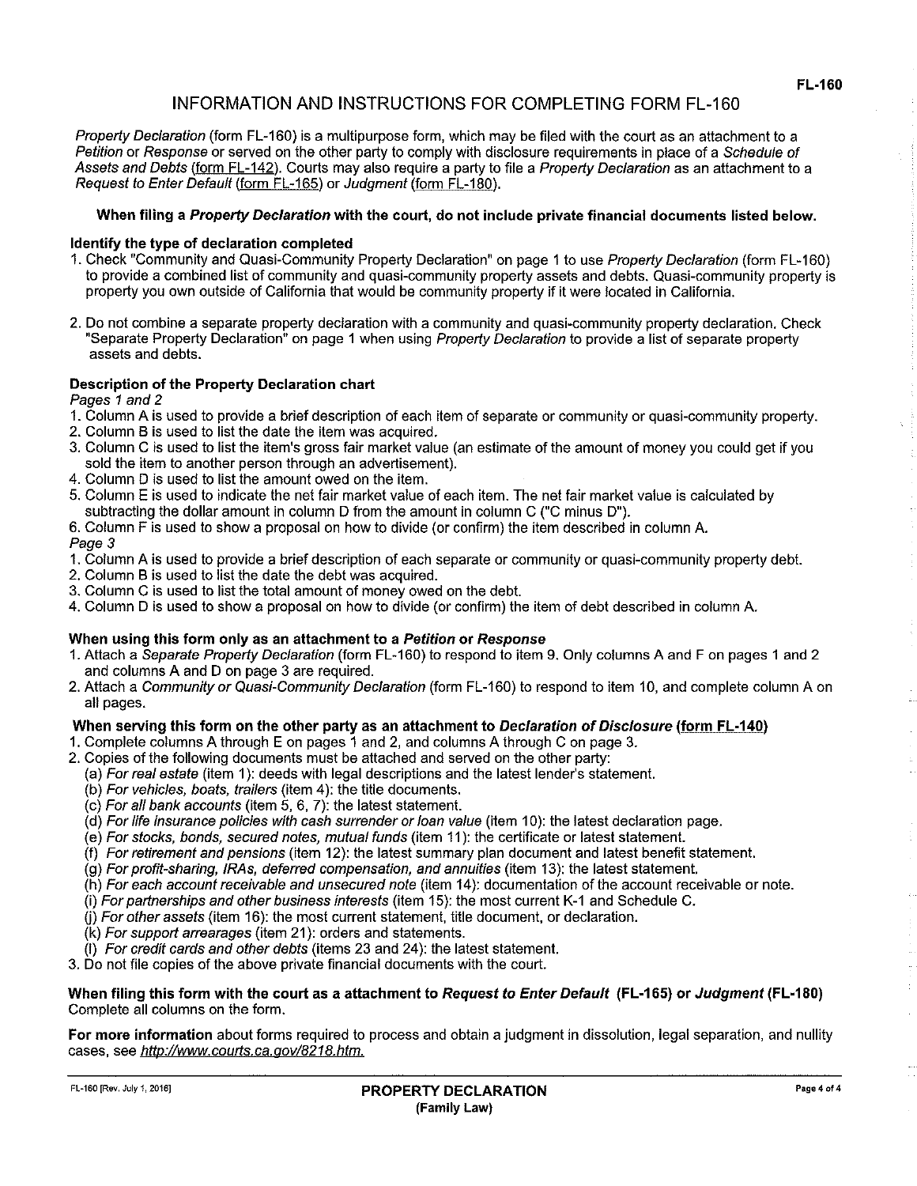FL-160

# INFORMATION AND INSTRUCTIONS FOR COMPLETING FORM FL-160

*Property Declaration* (form FL-160) is a multipurpose form, which may be filed with the court as an attachment to a *Petition* or *Response* or served on the other party to comply with disclosure requirements in place of a *Schedule of Assets and Debts* (form FL-142). Courts may also require a party to file a *Property Declaration* as an attachment to a *Request to Enter Default* (form FL-165) or *Judgment* (form FL-180).

**When filing a *Property Declaration* with the court, do not include private financial documents listed below.**

### Identify the type of declaration completed

1. Check "Community and Quasi-Community Property Declaration" on page 1 to use *Property Declaration* (form FL-160) to provide a combined list of community and quasi-community property assets and debts. Quasi-community property is property you own outside of California that would be community property if it were located in California.

2. Do not combine a separate property declaration with a community and quasi-community property declaration. Check "Separate Property Declaration" on page 1 when using *Property Declaration* to provide a list of separate property assets and debts.

### Description of the Property Declaration chart

*Pages 1 and 2*

1. Column A is used to provide a brief description of each item of separate or community or quasi-community property.
2. Column B is used to list the date the item was acquired.
3. Column C is used to list the item's gross fair market value (an estimate of the amount of money you could get if you sold the item to another person through an advertisement).
4. Column D is used to list the amount owed on the item.
5. Column E is used to indicate the net fair market value of each item. The net fair market value is calculated by subtracting the dollar amount in column D from the amount in column C ("C minus D").
6. Column F is used to show a proposal on how to divide (or confirm) the item described in column A.

*Page 3*

1. Column A is used to provide a brief description of each separate or community or quasi-community property debt.
2. Column B is used to list the date the debt was acquired.
3. Column C is used to list the total amount of money owed on the debt.
4. Column D is used to show a proposal on how to divide (or confirm) the item of debt described in column A.

### When using this form only as an attachment to a *Petition* or *Response*

1. Attach a *Separate Property Declaration* (form FL-160) to respond to item 9. Only columns A and F on pages 1 and 2 and columns A and D on page 3 are required.
2. Attach a *Community or Quasi-Community Declaration* (form FL-160) to respond to item 10, and complete column A on all pages.

### When serving this form on the other party as an attachment to *Declaration of Disclosure* (form FL-140)

1. Complete columns A through E on pages 1 and 2, and columns A through C on page 3.
2. Copies of the following documents must be attached and served on the other party:
   (a) *For real estate* (item 1): deeds with legal descriptions and the latest lender's statement.
   (b) *For vehicles, boats, trailers* (item 4): the title documents.
   (c) *For all bank accounts* (item 5, 6, 7): the latest statement.
   (d) *For life insurance policies with cash surrender or loan value* (item 10): the latest declaration page.
   (e) *For stocks, bonds, secured notes, mutual funds* (item 11): the certificate or latest statement.
   (f) *For retirement and pensions* (item 12): the latest summary plan document and latest benefit statement.
   (g) *For profit-sharing, IRAs, deferred compensation, and annuities* (item 13): the latest statement.
   (h) *For each account receivable and unsecured note* (item 14): documentation of the account receivable or note.
   (i) *For partnerships and other business interests* (item 15): the most current K-1 and Schedule C.
   (j) *For other assets* (item 16): the most current statement, title document, or declaration.
   (k) *For support arrearages* (item 21): orders and statements.
   (l) *For credit cards and other debts* (items 23 and 24): the latest statement.
3. Do not file copies of the above private financial documents with the court.

**When filing this form with the court as a attachment to *Request to Enter Default* (FL-165) or *Judgment* (FL-180)**
Complete all columns on the form.

**For more information** about forms required to process and obtain a judgment in dissolution, legal separation, and nullity cases, see *http://www.courts.ca.gov/8218.htm.*

FL-160 [Rev. July 1, 2016] **PROPERTY DECLARATION (Family Law)**